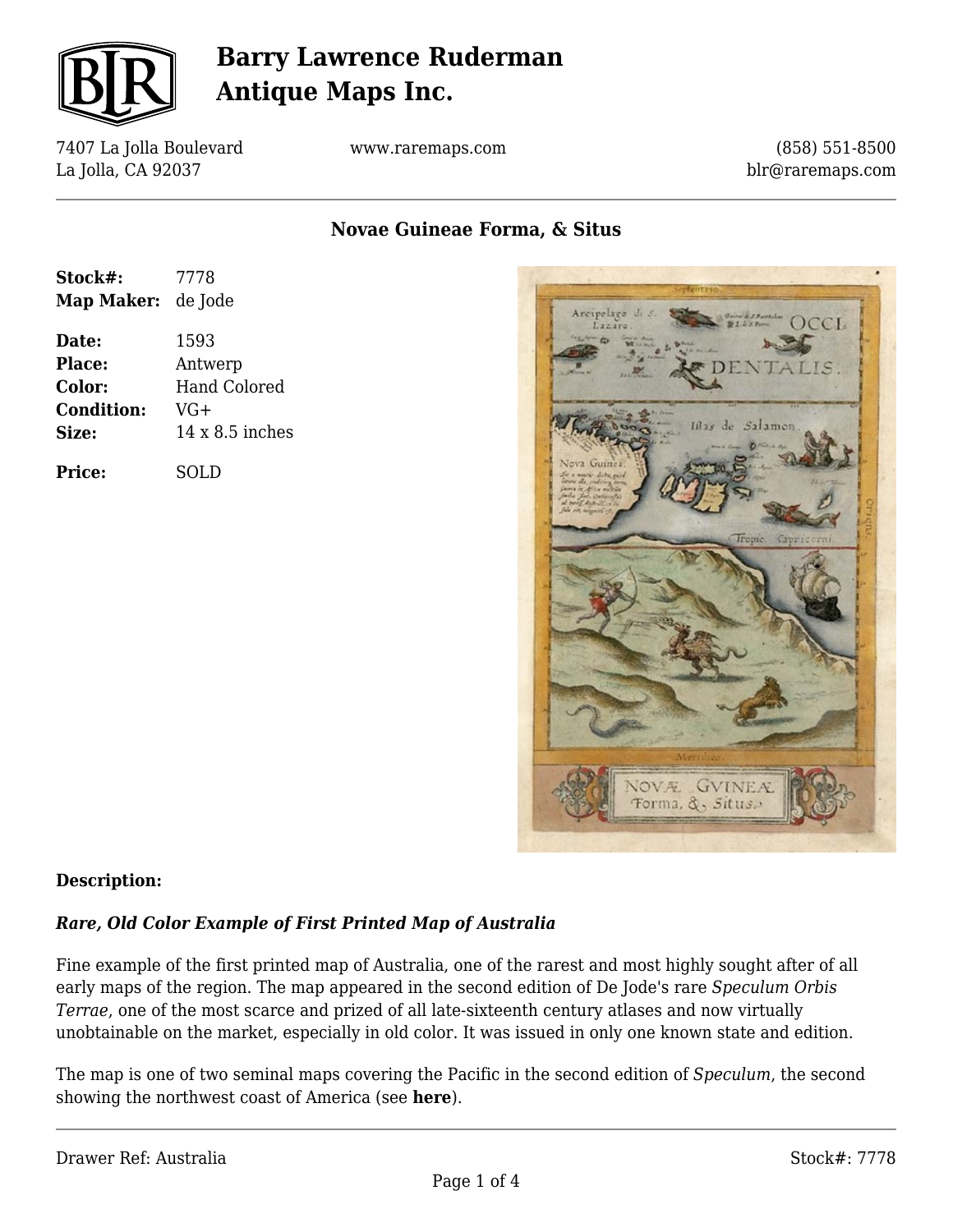# Barry Lawrence Ruderman Antique Maps Inc.

7407 La Jolla Boulevard
La Jolla, CA 92037

www.raremaps.com

(858) 551-8500
blr@raremaps.com

## Novae Guineae Forma, & Situs

| | |
|---|---|
| **Stock#:** | 7778 |
| **Map Maker:** | de Jode |
| **Date:** | 1593 |
| **Place:** | Antwerp |
| **Color:** | Hand Colored |
| **Condition:** | VG+ |
| **Size:** | 14 x 8.5 inches |
| **Price:** | SOLD |

### Description:

***Rare, Old Color Example of First Printed Map of Australia***

Fine example of the first printed map of Australia, one of the rarest and most highly sought after of all early maps of the region. The map appeared in the second edition of De Jode's rare *Speculum Orbis Terrae*, one of the most scarce and prized of all late-sixteenth century atlases and now virtually unobtainable on the market, especially in old color. It was issued in only one known state and edition.

The map is one of two seminal maps covering the Pacific in the second edition of *Speculum*, the second showing the northwest coast of America (see **here**).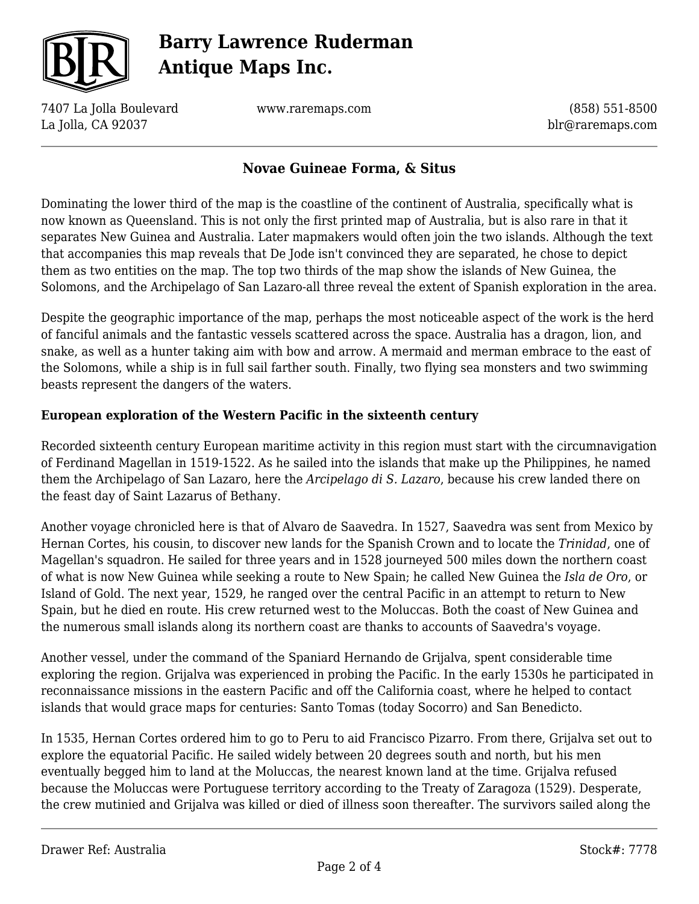## Novae Guineae Forma, & Situs

Dominating the lower third of the map is the coastline of the continent of Australia, specifically what is now known as Queensland. This is not only the first printed map of Australia, but is also rare in that it separates New Guinea and Australia. Later mapmakers would often join the two islands. Although the text that accompanies this map reveals that De Jode isn't convinced they are separated, he chose to depict them as two entities on the map. The top two thirds of the map show the islands of New Guinea, the Solomons, and the Archipelago of San Lazaro-all three reveal the extent of Spanish exploration in the area.

Despite the geographic importance of the map, perhaps the most noticeable aspect of the work is the herd of fanciful animals and the fantastic vessels scattered across the space. Australia has a dragon, lion, and snake, as well as a hunter taking aim with bow and arrow. A mermaid and merman embrace to the east of the Solomons, while a ship is in full sail farther south. Finally, two flying sea monsters and two swimming beasts represent the dangers of the waters.

**European exploration of the Western Pacific in the sixteenth century**

Recorded sixteenth century European maritime activity in this region must start with the circumnavigation of Ferdinand Magellan in 1519-1522. As he sailed into the islands that make up the Philippines, he named them the Archipelago of San Lazaro, here the *Arcipelago di S. Lazaro*, because his crew landed there on the feast day of Saint Lazarus of Bethany.

Another voyage chronicled here is that of Alvaro de Saavedra. In 1527, Saavedra was sent from Mexico by Hernan Cortes, his cousin, to discover new lands for the Spanish Crown and to locate the *Trinidad*, one of Magellan's squadron. He sailed for three years and in 1528 journeyed 500 miles down the northern coast of what is now New Guinea while seeking a route to New Spain; he called New Guinea the *Isla de Oro*, or Island of Gold. The next year, 1529, he ranged over the central Pacific in an attempt to return to New Spain, but he died en route. His crew returned west to the Moluccas. Both the coast of New Guinea and the numerous small islands along its northern coast are thanks to accounts of Saavedra's voyage.

Another vessel, under the command of the Spaniard Hernando de Grijalva, spent considerable time exploring the region. Grijalva was experienced in probing the Pacific. In the early 1530s he participated in reconnaissance missions in the eastern Pacific and off the California coast, where he helped to contact islands that would grace maps for centuries: Santo Tomas (today Socorro) and San Benedicto.

In 1535, Hernan Cortes ordered him to go to Peru to aid Francisco Pizarro. From there, Grijalva set out to explore the equatorial Pacific. He sailed widely between 20 degrees south and north, but his men eventually begged him to land at the Moluccas, the nearest known land at the time. Grijalva refused because the Moluccas were Portuguese territory according to the Treaty of Zaragoza (1529). Desperate, the crew mutinied and Grijalva was killed or died of illness soon thereafter. The survivors sailed along the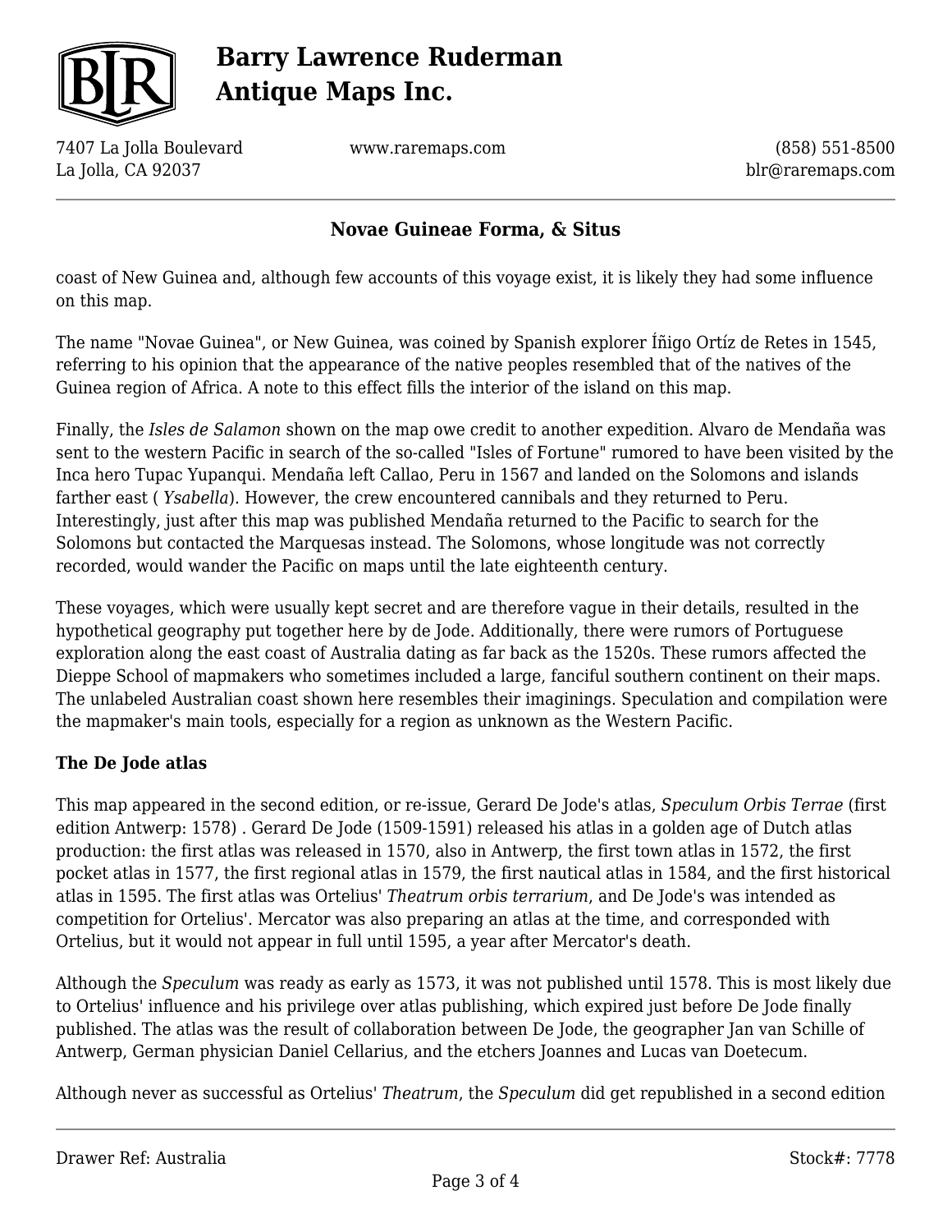coast of New Guinea and, although few accounts of this voyage exist, it is likely they had some influence on this map.

The name "Novae Guinea", or New Guinea, was coined by Spanish explorer Íñigo Ortíz de Retes in 1545, referring to his opinion that the appearance of the native peoples resembled that of the natives of the Guinea region of Africa. A note to this effect fills the interior of the island on this map.

Finally, the *Isles de Salamon* shown on the map owe credit to another expedition. Alvaro de Mendaña was sent to the western Pacific in search of the so-called "Isles of Fortune" rumored to have been visited by the Inca hero Tupac Yupanqui. Mendaña left Callao, Peru in 1567 and landed on the Solomons and islands farther east ( *Ysabella*). However, the crew encountered cannibals and they returned to Peru. Interestingly, just after this map was published Mendaña returned to the Pacific to search for the Solomons but contacted the Marquesas instead. The Solomons, whose longitude was not correctly recorded, would wander the Pacific on maps until the late eighteenth century.

These voyages, which were usually kept secret and are therefore vague in their details, resulted in the hypothetical geography put together here by de Jode. Additionally, there were rumors of Portuguese exploration along the east coast of Australia dating as far back as the 1520s. These rumors affected the Dieppe School of mapmakers who sometimes included a large, fanciful southern continent on their maps. The unlabeled Australian coast shown here resembles their imaginings. Speculation and compilation were the mapmaker's main tools, especially for a region as unknown as the Western Pacific.

**The De Jode atlas**

This map appeared in the second edition, or re-issue, Gerard De Jode's atlas, *Speculum Orbis Terrae* (first edition Antwerp: 1578) . Gerard De Jode (1509-1591) released his atlas in a golden age of Dutch atlas production: the first atlas was released in 1570, also in Antwerp, the first town atlas in 1572, the first pocket atlas in 1577, the first regional atlas in 1579, the first nautical atlas in 1584, and the first historical atlas in 1595. The first atlas was Ortelius' *Theatrum orbis terrarium*, and De Jode's was intended as competition for Ortelius'. Mercator was also preparing an atlas at the time, and corresponded with Ortelius, but it would not appear in full until 1595, a year after Mercator's death.

Although the *Speculum* was ready as early as 1573, it was not published until 1578. This is most likely due to Ortelius' influence and his privilege over atlas publishing, which expired just before De Jode finally published. The atlas was the result of collaboration between De Jode, the geographer Jan van Schille of Antwerp, German physician Daniel Cellarius, and the etchers Joannes and Lucas van Doetecum.

Although never as successful as Ortelius' *Theatrum*, the *Speculum* did get republished in a second edition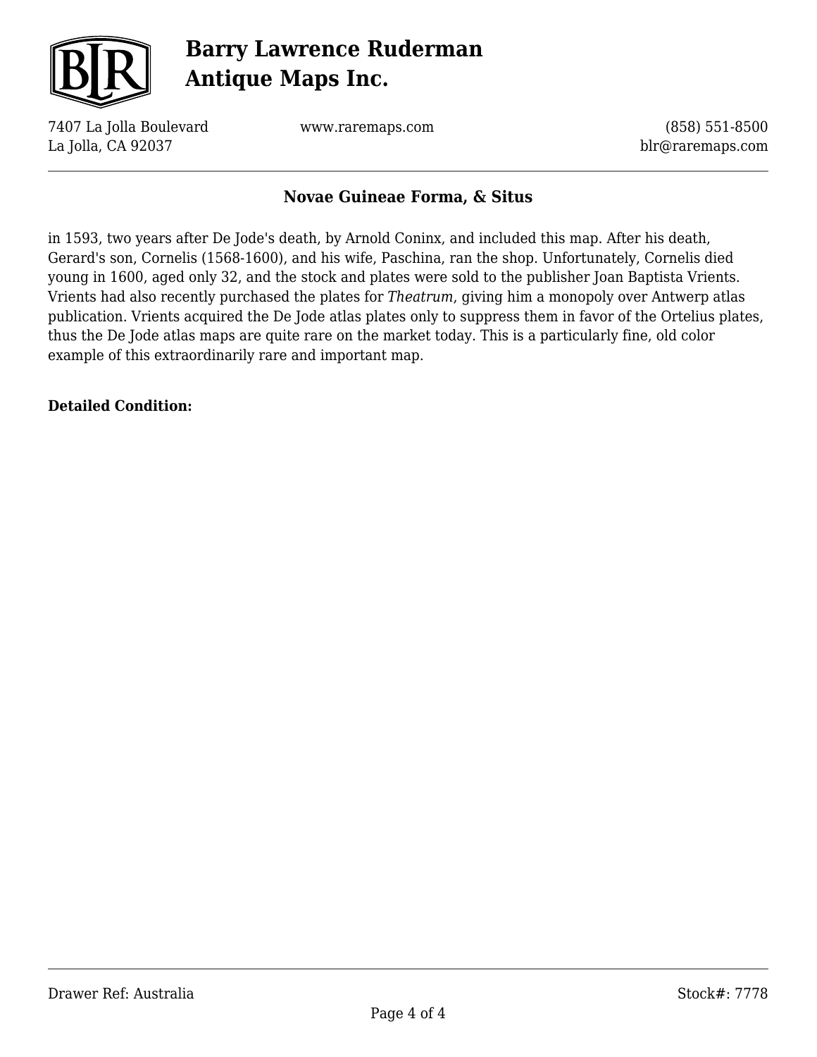in 1593, two years after De Jode's death, by Arnold Coninx, and included this map. After his death, Gerard's son, Cornelis (1568-1600), and his wife, Paschina, ran the shop. Unfortunately, Cornelis died young in 1600, aged only 32, and the stock and plates were sold to the publisher Joan Baptista Vrients. Vrients had also recently purchased the plates for *Theatrum*, giving him a monopoly over Antwerp atlas publication. Vrients acquired the De Jode atlas plates only to suppress them in favor of the Ortelius plates, thus the De Jode atlas maps are quite rare on the market today. This is a particularly fine, old color example of this extraordinarily rare and important map.

**Detailed Condition:**